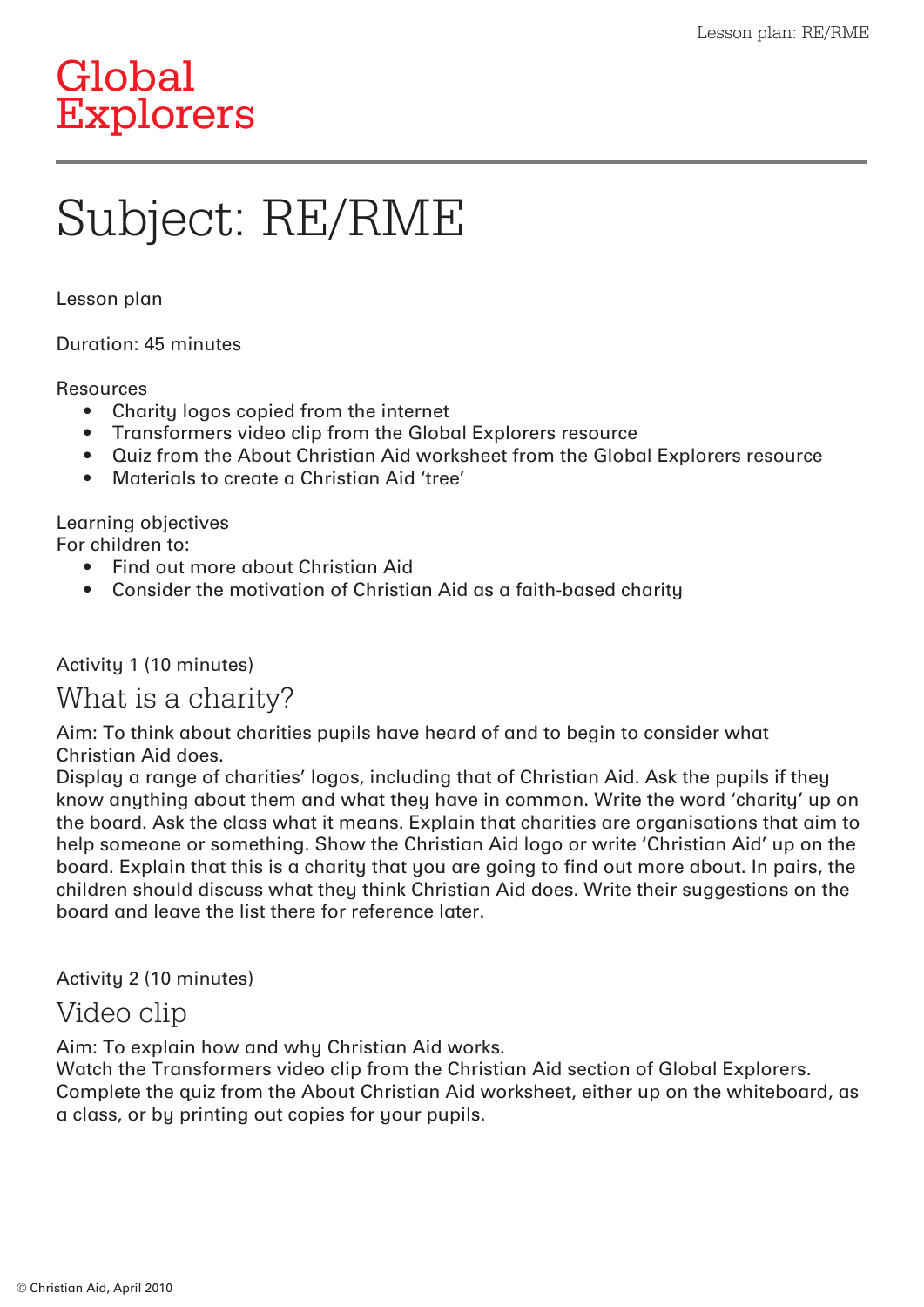# Global Explorers

# Subject: RE/RME

Lesson plan

Duration: 45 minutes

Resources
- Charity logos copied from the internet
- Transformers video clip from the Global Explorers resource
- Quiz from the About Christian Aid worksheet from the Global Explorers resource
- Materials to create a Christian Aid 'tree'

Learning objectives
For children to:
- Find out more about Christian Aid
- Consider the motivation of Christian Aid as a faith-based charity

Activity 1 (10 minutes)

## What is a charity?

Aim: To think about charities pupils have heard of and to begin to consider what Christian Aid does.
Display a range of charities' logos, including that of Christian Aid. Ask the pupils if they know anything about them and what they have in common. Write the word 'charity' up on the board. Ask the class what it means. Explain that charities are organisations that aim to help someone or something. Show the Christian Aid logo or write 'Christian Aid' up on the board. Explain that this is a charity that you are going to find out more about. In pairs, the children should discuss what they think Christian Aid does. Write their suggestions on the board and leave the list there for reference later.

Activity 2 (10 minutes)

## Video clip

Aim: To explain how and why Christian Aid works.
Watch the Transformers video clip from the Christian Aid section of Global Explorers. Complete the quiz from the About Christian Aid worksheet, either up on the whiteboard, as a class, or by printing out copies for your pupils.

© Christian Aid, April 2010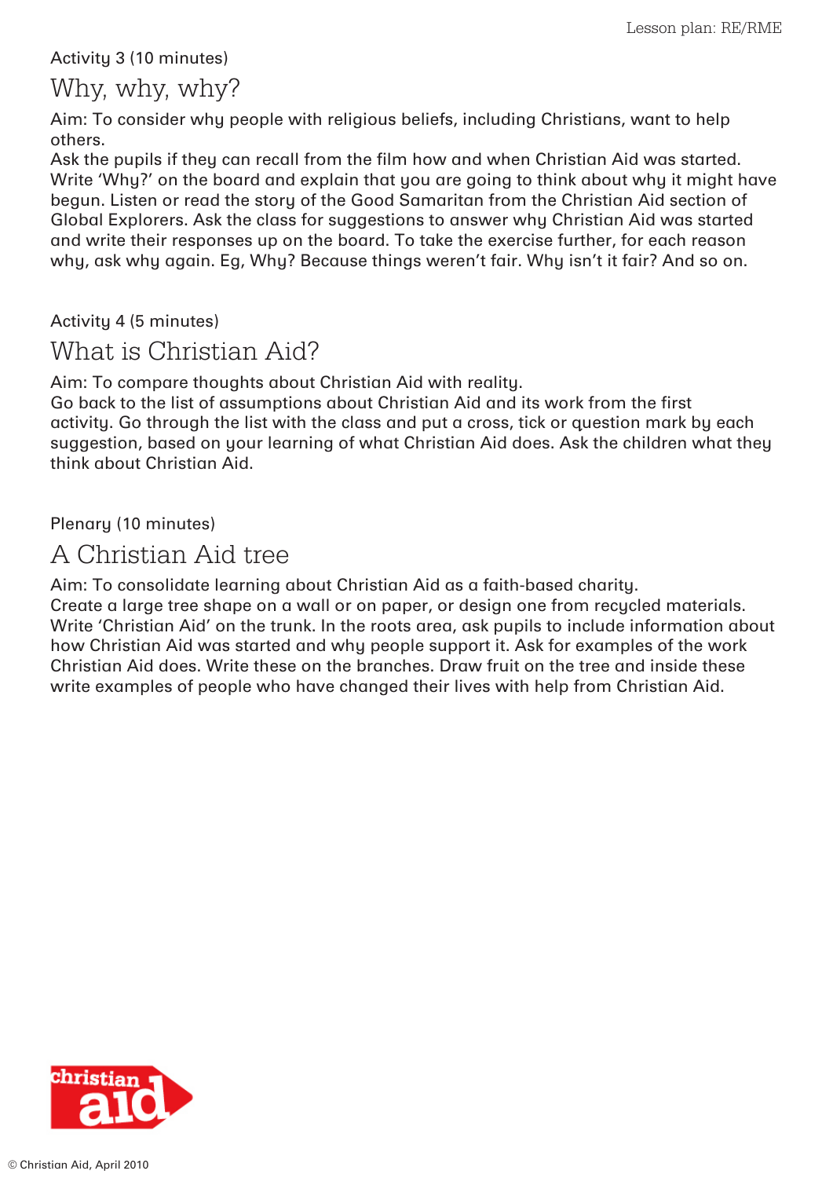Activity 3 (10 minutes)

## Why, why, why?

Aim: To consider why people with religious beliefs, including Christians, want to help others.
Ask the pupils if they can recall from the film how and when Christian Aid was started. Write 'Why?' on the board and explain that you are going to think about why it might have begun. Listen or read the story of the Good Samaritan from the Christian Aid section of Global Explorers. Ask the class for suggestions to answer why Christian Aid was started and write their responses up on the board. To take the exercise further, for each reason why, ask why again. Eg, Why? Because things weren't fair. Why isn't it fair? And so on.

Activity 4 (5 minutes)

## What is Christian Aid?

Aim: To compare thoughts about Christian Aid with reality.
Go back to the list of assumptions about Christian Aid and its work from the first activity. Go through the list with the class and put a cross, tick or question mark by each suggestion, based on your learning of what Christian Aid does. Ask the children what they think about Christian Aid.

Plenary (10 minutes)

## A Christian Aid tree

Aim: To consolidate learning about Christian Aid as a faith-based charity.
Create a large tree shape on a wall or on paper, or design one from recycled materials. Write 'Christian Aid' on the trunk. In the roots area, ask pupils to include information about how Christian Aid was started and why people support it. Ask for examples of the work Christian Aid does. Write these on the branches. Draw fruit on the tree and inside these write examples of people who have changed their lives with help from Christian Aid.

© Christian Aid, April 2010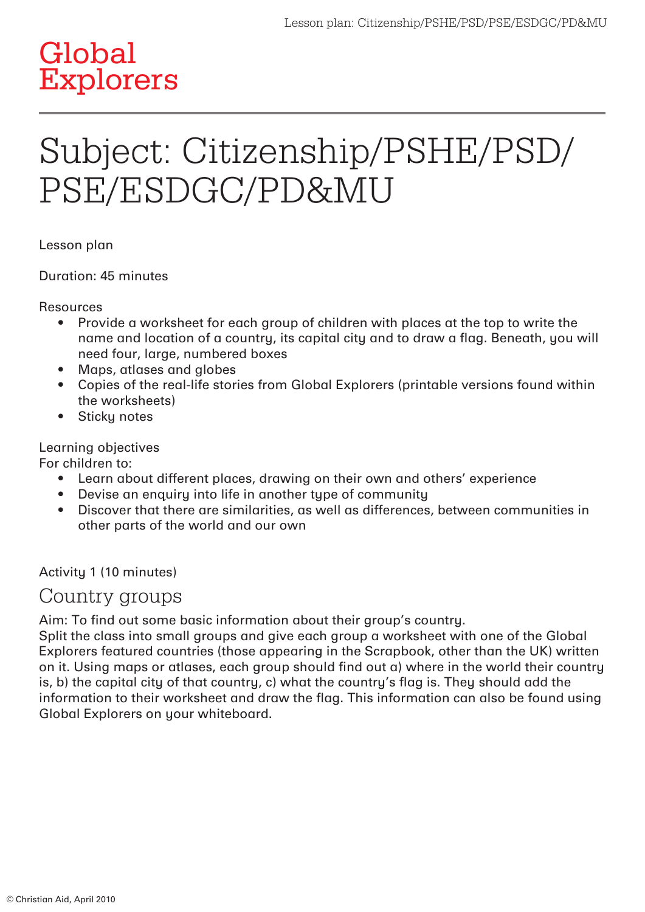# Global Explorers

# Subject: Citizenship/PSHE/PSD/PSE/ESDGC/PD&MU

Lesson plan

Duration: 45 minutes

Resources

- Provide a worksheet for each group of children with places at the top to write the name and location of a country, its capital city and to draw a flag. Beneath, you will need four, large, numbered boxes
- Maps, atlases and globes
- Copies of the real-life stories from Global Explorers (printable versions found within the worksheets)
- Sticky notes

Learning objectives

For children to:

- Learn about different places, drawing on their own and others' experience
- Devise an enquiry into life in another type of community
- Discover that there are similarities, as well as differences, between communities in other parts of the world and our own

Activity 1 (10 minutes)

## Country groups

Aim: To find out some basic information about their group's country.

Split the class into small groups and give each group a worksheet with one of the Global Explorers featured countries (those appearing in the Scrapbook, other than the UK) written on it. Using maps or atlases, each group should find out a) where in the world their country is, b) the capital city of that country, c) what the country's flag is. They should add the information to their worksheet and draw the flag. This information can also be found using Global Explorers on your whiteboard.

© Christian Aid, April 2010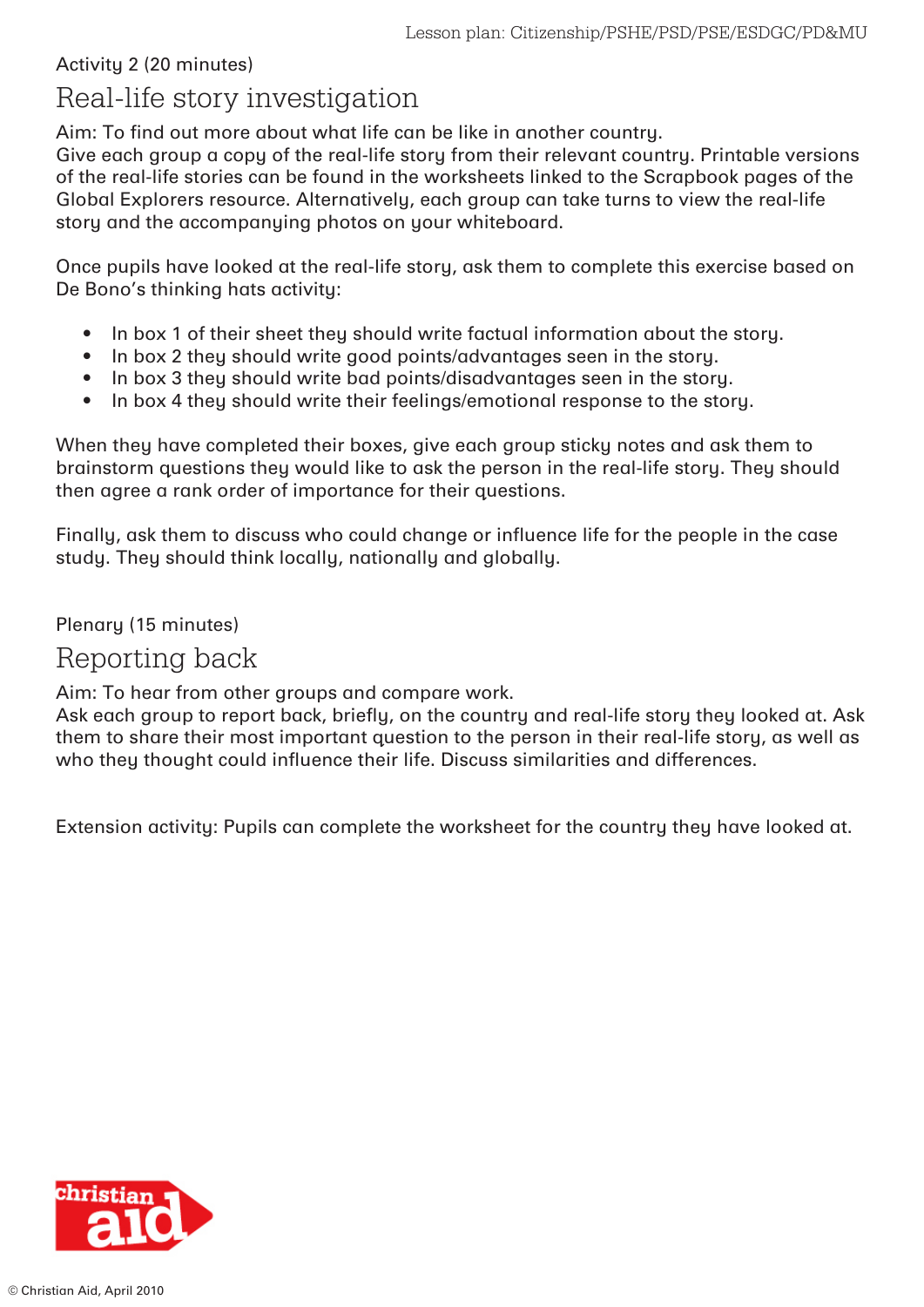Activity 2 (20 minutes)

## Real-life story investigation

Aim: To find out more about what life can be like in another country.
Give each group a copy of the real-life story from their relevant country. Printable versions of the real-life stories can be found in the worksheets linked to the Scrapbook pages of the Global Explorers resource. Alternatively, each group can take turns to view the real-life story and the accompanying photos on your whiteboard.

Once pupils have looked at the real-life story, ask them to complete this exercise based on De Bono's thinking hats activity:

- In box 1 of their sheet they should write factual information about the story.
- In box 2 they should write good points/advantages seen in the story.
- In box 3 they should write bad points/disadvantages seen in the story.
- In box 4 they should write their feelings/emotional response to the story.

When they have completed their boxes, give each group sticky notes and ask them to brainstorm questions they would like to ask the person in the real-life story. They should then agree a rank order of importance for their questions.

Finally, ask them to discuss who could change or influence life for the people in the case study. They should think locally, nationally and globally.

Plenary (15 minutes)

## Reporting back

Aim: To hear from other groups and compare work.
Ask each group to report back, briefly, on the country and real-life story they looked at. Ask them to share their most important question to the person in their real-life story, as well as who they thought could influence their life. Discuss similarities and differences.

Extension activity: Pupils can complete the worksheet for the country they have looked at.

© Christian Aid, April 2010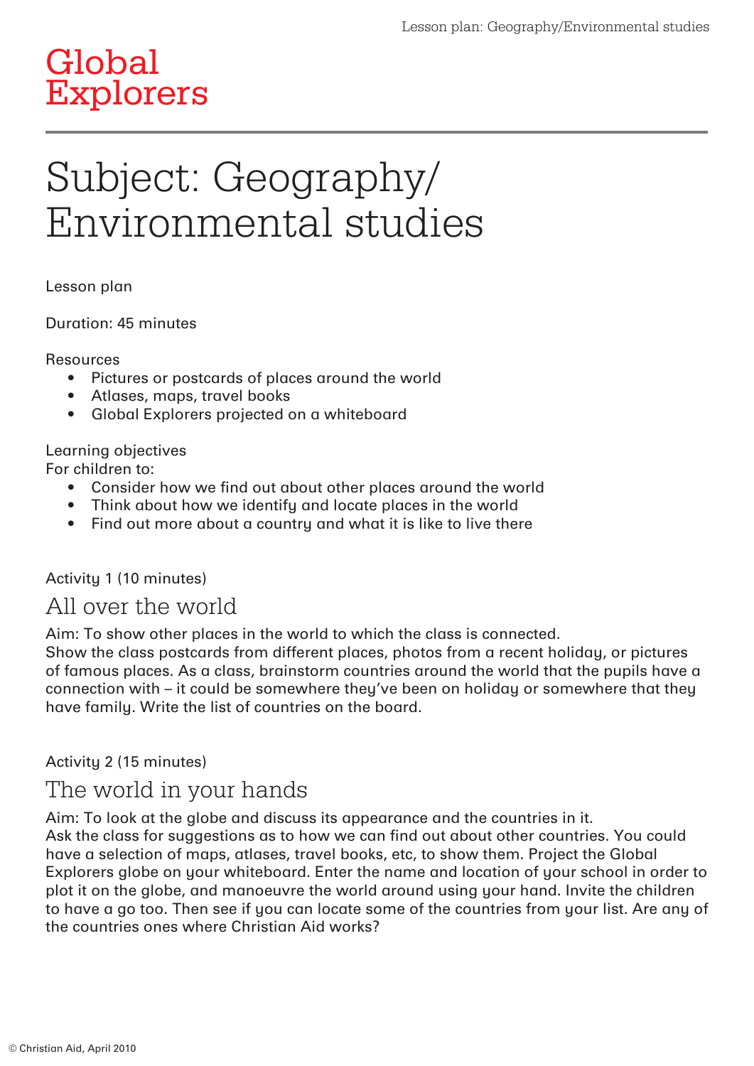# Global Explorers

# Subject: Geography/ Environmental studies

Lesson plan

Duration: 45 minutes

Resources
- Pictures or postcards of places around the world
- Atlases, maps, travel books
- Global Explorers projected on a whiteboard

Learning objectives
For children to:
- Consider how we find out about other places around the world
- Think about how we identify and locate places in the world
- Find out more about a country and what it is like to live there

Activity 1 (10 minutes)

## All over the world

Aim: To show other places in the world to which the class is connected.
Show the class postcards from different places, photos from a recent holiday, or pictures of famous places. As a class, brainstorm countries around the world that the pupils have a connection with – it could be somewhere they've been on holiday or somewhere that they have family. Write the list of countries on the board.

Activity 2 (15 minutes)

## The world in your hands

Aim: To look at the globe and discuss its appearance and the countries in it.
Ask the class for suggestions as to how we can find out about other countries. You could have a selection of maps, atlases, travel books, etc, to show them. Project the Global Explorers globe on your whiteboard. Enter the name and location of your school in order to plot it on the globe, and manoeuvre the world around using your hand. Invite the children to have a go too. Then see if you can locate some of the countries from your list. Are any of the countries ones where Christian Aid works?

© Christian Aid, April 2010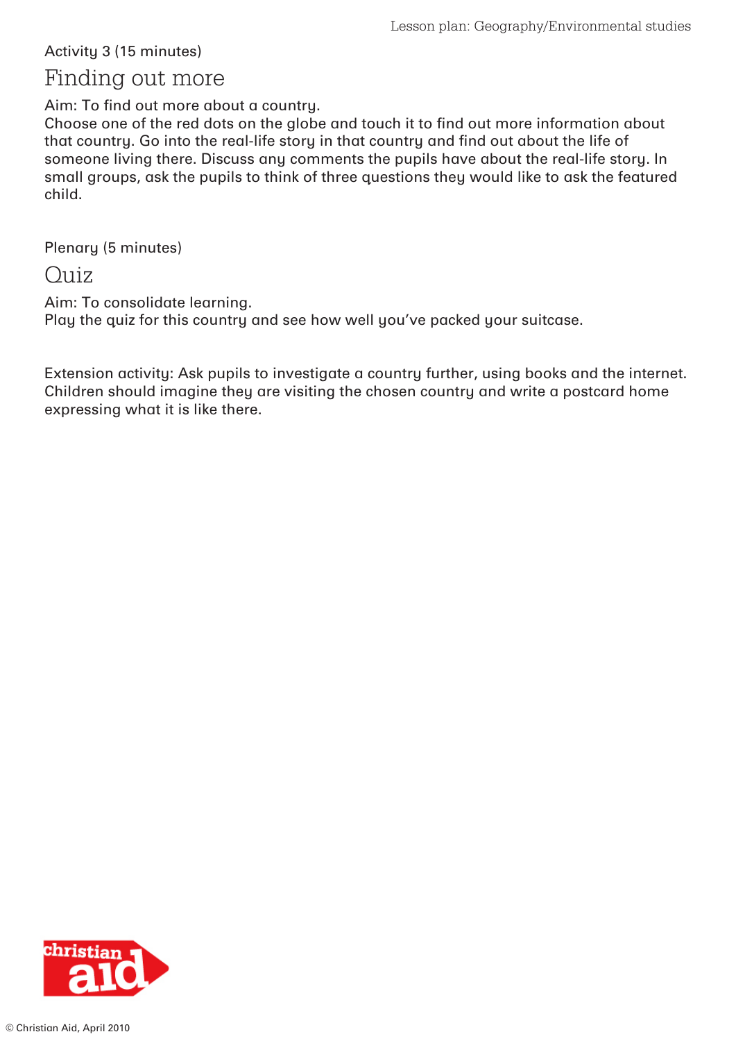Activity 3 (15 minutes)

## Finding out more

Aim: To find out more about a country.
Choose one of the red dots on the globe and touch it to find out more information about that country. Go into the real-life story in that country and find out about the life of someone living there. Discuss any comments the pupils have about the real-life story. In small groups, ask the pupils to think of three questions they would like to ask the featured child.

Plenary (5 minutes)

## Quiz

Aim: To consolidate learning.
Play the quiz for this country and see how well you've packed your suitcase.

Extension activity: Ask pupils to investigate a country further, using books and the internet. Children should imagine they are visiting the chosen country and write a postcard home expressing what it is like there.

christian aid

© Christian Aid, April 2010